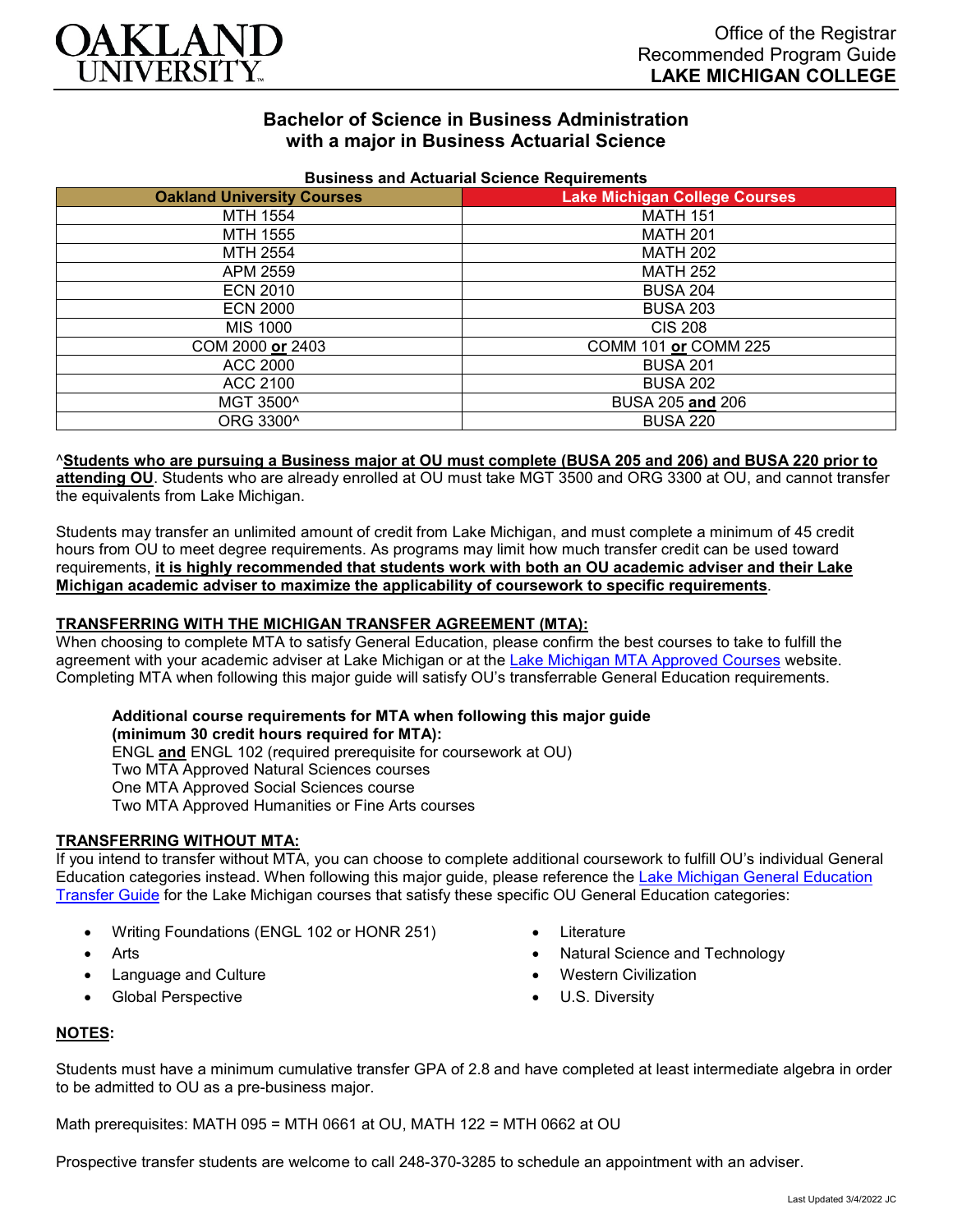# OAKLAND UNIVERSITY

Office of the Registrar
Recommended Program Guide
**LAKE MICHIGAN COLLEGE**

## Bachelor of Science in Business Administration with a major in Business Actuarial Science

**Business and Actuarial Science Requirements**

| Oakland University Courses | Lake Michigan College Courses |
|---|---|
| MTH 1554 | MATH 151 |
| MTH 1555 | MATH 201 |
| MTH 2554 | MATH 202 |
| APM 2559 | MATH 252 |
| ECN 2010 | BUSA 204 |
| ECN 2000 | BUSA 203 |
| MIS 1000 | CIS 208 |
| COM 2000 **or** 2403 | COMM 101 **or** COMM 225 |
| ACC 2000 | BUSA 201 |
| ACC 2100 | BUSA 202 |
| MGT 3500^ | BUSA 205 **and** 206 |
| ORG 3300^ | BUSA 220 |

^**Students who are pursuing a Business major at OU must complete (BUSA 205 and 206) and BUSA 220 prior to attending OU**. Students who are already enrolled at OU must take MGT 3500 and ORG 3300 at OU, and cannot transfer the equivalents from Lake Michigan.

Students may transfer an unlimited amount of credit from Lake Michigan, and must complete a minimum of 45 credit hours from OU to meet degree requirements. As programs may limit how much transfer credit can be used toward requirements, **it is highly recommended that students work with both an OU academic adviser and their Lake Michigan academic adviser to maximize the applicability of coursework to specific requirements**.

### TRANSFERRING WITH THE MICHIGAN TRANSFER AGREEMENT (MTA):

When choosing to complete MTA to satisfy General Education, please confirm the best courses to take to fulfill the agreement with your academic adviser at Lake Michigan or at the Lake Michigan MTA Approved Courses website. Completing MTA when following this major guide will satisfy OU's transferrable General Education requirements.

**Additional course requirements for MTA when following this major guide (minimum 30 credit hours required for MTA):**
ENGL **and** ENGL 102 (required prerequisite for coursework at OU)
Two MTA Approved Natural Sciences courses
One MTA Approved Social Sciences course
Two MTA Approved Humanities or Fine Arts courses

### TRANSFERRING WITHOUT MTA:

If you intend to transfer without MTA, you can choose to complete additional coursework to fulfill OU's individual General Education categories instead. When following this major guide, please reference the Lake Michigan General Education Transfer Guide for the Lake Michigan courses that satisfy these specific OU General Education categories:

- Writing Foundations (ENGL 102 or HONR 251)
- Arts
- Language and Culture
- Global Perspective
- Literature
- Natural Science and Technology
- Western Civilization
- U.S. Diversity

### NOTES:

Students must have a minimum cumulative transfer GPA of 2.8 and have completed at least intermediate algebra in order to be admitted to OU as a pre-business major.

Math prerequisites: MATH 095 = MTH 0661 at OU, MATH 122 = MTH 0662 at OU

Prospective transfer students are welcome to call 248-370-3285 to schedule an appointment with an adviser.

Last Updated 3/4/2022 JC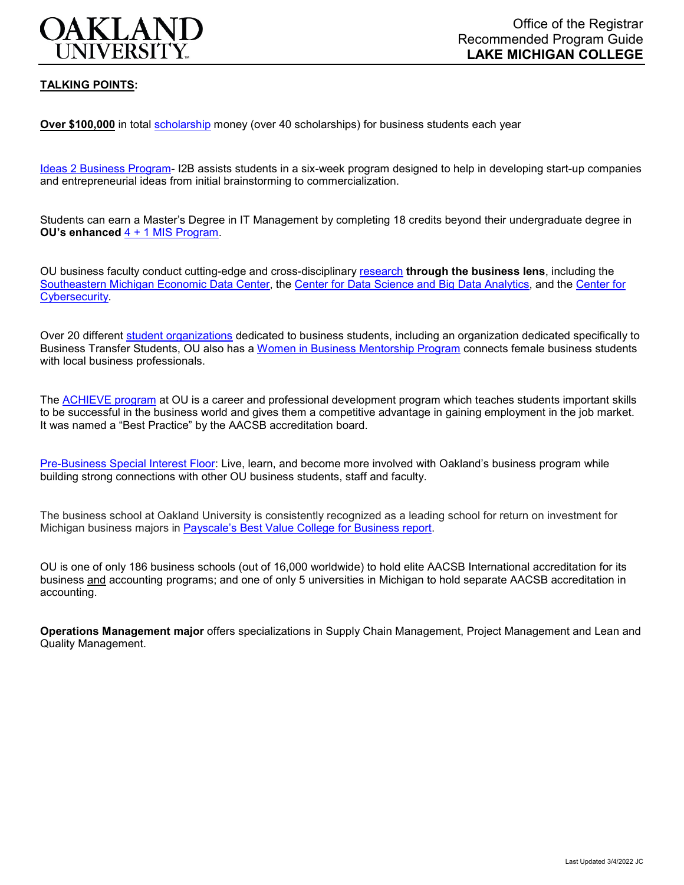**TALKING POINTS:**

**Over $100,000** in total scholarship money (over 40 scholarships) for business students each year

Ideas 2 Business Program- I2B assists students in a six-week program designed to help in developing start-up companies and entrepreneurial ideas from initial brainstorming to commercialization.

Students can earn a Master's Degree in IT Management by completing 18 credits beyond their undergraduate degree in **OU's enhanced** 4 + 1 MIS Program.

OU business faculty conduct cutting-edge and cross-disciplinary research **through the business lens**, including the Southeastern Michigan Economic Data Center, the Center for Data Science and Big Data Analytics, and the Center for Cybersecurity.

Over 20 different student organizations dedicated to business students, including an organization dedicated specifically to Business Transfer Students, OU also has a Women in Business Mentorship Program connects female business students with local business professionals.

The ACHIEVE program at OU is a career and professional development program which teaches students important skills to be successful in the business world and gives them a competitive advantage in gaining employment in the job market. It was named a "Best Practice" by the AACSB accreditation board.

Pre-Business Special Interest Floor: Live, learn, and become more involved with Oakland's business program while building strong connections with other OU business students, staff and faculty.

The business school at Oakland University is consistently recognized as a leading school for return on investment for Michigan business majors in Payscale's Best Value College for Business report.

OU is one of only 186 business schools (out of 16,000 worldwide) to hold elite AACSB International accreditation for its business and accounting programs; and one of only 5 universities in Michigan to hold separate AACSB accreditation in accounting.

**Operations Management major** offers specializations in Supply Chain Management, Project Management and Lean and Quality Management.